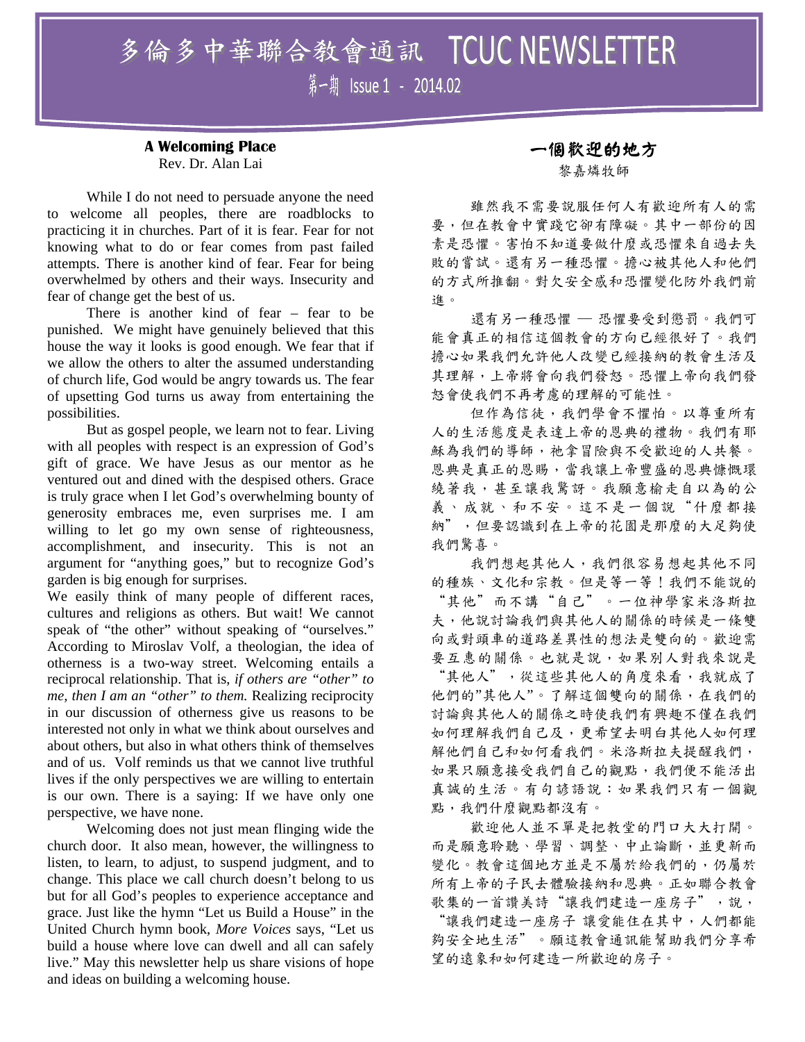# 多倫多中華聯合教會通訊 TCUC NEWSLETTER

第一期 Issue 1 - 2014.02

## A Welcoming Place

Rev. Dr. Alan Lai

While I do not need to persuade anyone the need to welcome all peoples, there are roadblocks to practicing it in churches. Part of it is fear. Fear for not knowing what to do or fear comes from past failed attempts. There is another kind of fear. Fear for being overwhelmed by others and their ways. Insecurity and fear of change get the best of us.

There is another kind of fear – fear to be punished. We might have genuinely believed that this house the way it looks is good enough. We fear that if we allow the others to alter the assumed understanding of church life, God would be angry towards us. The fear of upsetting God turns us away from entertaining the possibilities.

But as gospel people, we learn not to fear. Living with all peoples with respect is an expression of God's gift of grace. We have Jesus as our mentor as he ventured out and dined with the despised others. Grace is truly grace when I let God's overwhelming bounty of generosity embraces me, even surprises me. I am willing to let go my own sense of righteousness, accomplishment, and insecurity. This is not an argument for "anything goes," but to recognize God's garden is big enough for surprises.

We easily think of many people of different races, cultures and religions as others. But wait! We cannot speak of "the other" without speaking of "ourselves." According to Miroslav Volf, a theologian, the idea of otherness is a two-way street. Welcoming entails a reciprocal relationship. That is, *if others are "other" to me, then I am an "other" to them.* Realizing reciprocity in our discussion of otherness give us reasons to be interested not only in what we think about ourselves and about others, but also in what others think of themselves and of us. Volf reminds us that we cannot live truthful lives if the only perspectives we are willing to entertain is our own. There is a saying: If we have only one perspective, we have none.

Welcoming does not just mean flinging wide the church door. It also mean, however, the willingness to listen, to learn, to adjust, to suspend judgment, and to change. This place we call church doesn't belong to us but for all God's peoples to experience acceptance and grace. Just like the hymn "Let us Build a House" in the United Church hymn book, *More Voices* says, "Let us build a house where love can dwell and all can safely live." May this newsletter help us share visions of hope and ideas on building a welcoming house.

## 一個歡迎的地方

黎嘉燐牧師

雖然我不需要說服任何人有歡迎所有人的需要，但在教會中實踐它卻有障礙。其中一部份的因素是恐懼。害怕不知道要做什麼或恐懼來自過去失敗的嘗試。還有另一種恐懼。擔心被其他人和他們的方式所推翻。對欠安全感和恐懼變化防外我們前進。

還有另一種恐懼 — 恐懼要受到懲罰。我們可能會真正的相信這個教會的方向已經很好了。我們擔心如果我們允許他人改變已經接納的教會生活及其理解，上帝將會向我們發怒。恐懼上帝向我們發怒會使我們不再考慮的理解的可能性。

但作為信徒，我們學會不懼怕。以尊重所有人的生活態度是表達上帝的恩典的禮物。我們有耶穌為我們的導師，祂拿冒險與不受歡迎的人共餐。恩典是真正的恩賜，當我讓上帝豐盛的恩典慷慨環繞著我，甚至讓我驚訝。我願意揄走自以為的公義、成就、和不安。這不是一個說"什麼都接納"，但要認識到在上帝的花園是那麼的大足夠使我們驚喜。

我們想起其他人，我們很容易想起其他不同的種族、文化和宗教。但是等一等！我們不能說的"其他"而不講"自己"。一位神學家米洛斯拉夫，他說討論我們與其他人的關係的時候是一條雙向或對頭車的道路差異性的想法是雙向的。歡迎需要互惠的關係。也就是說，如果別人對我來說是"其他人"，從這些其他人的角度來看，我就成了他們的"其他人"。了解這個雙向的關係，在我們的討論與其他人的關係之時使我們有興趣不僅在我們如何理解我們自己及，更希望去明白其他人如何理解他們自己和如何看我們。米洛斯拉夫提醒我們，如果只願意接受我們自己的觀點，我們便不能活出真誠的生活。有句諺語說：如果我們只有一個觀點，我們什麼觀點都沒有。

歡迎他人並不單是把教堂的門口大大打開。而是願意聆聽、學習、調整、中止論斷，並更新而變化。教會這個地方並是不屬於給我們的，仍屬於所有上帝的子民去體驗接納和恩典。正如聯合教會歌集的一首讚美詩"讓我們建造一座房子"，說，"讓我們建造一座房子 讓愛能住在其中，人們都能夠安全地生活"。願這教會通訊能幫助我們分享希望的遠象和如何建造一所歡迎的房子。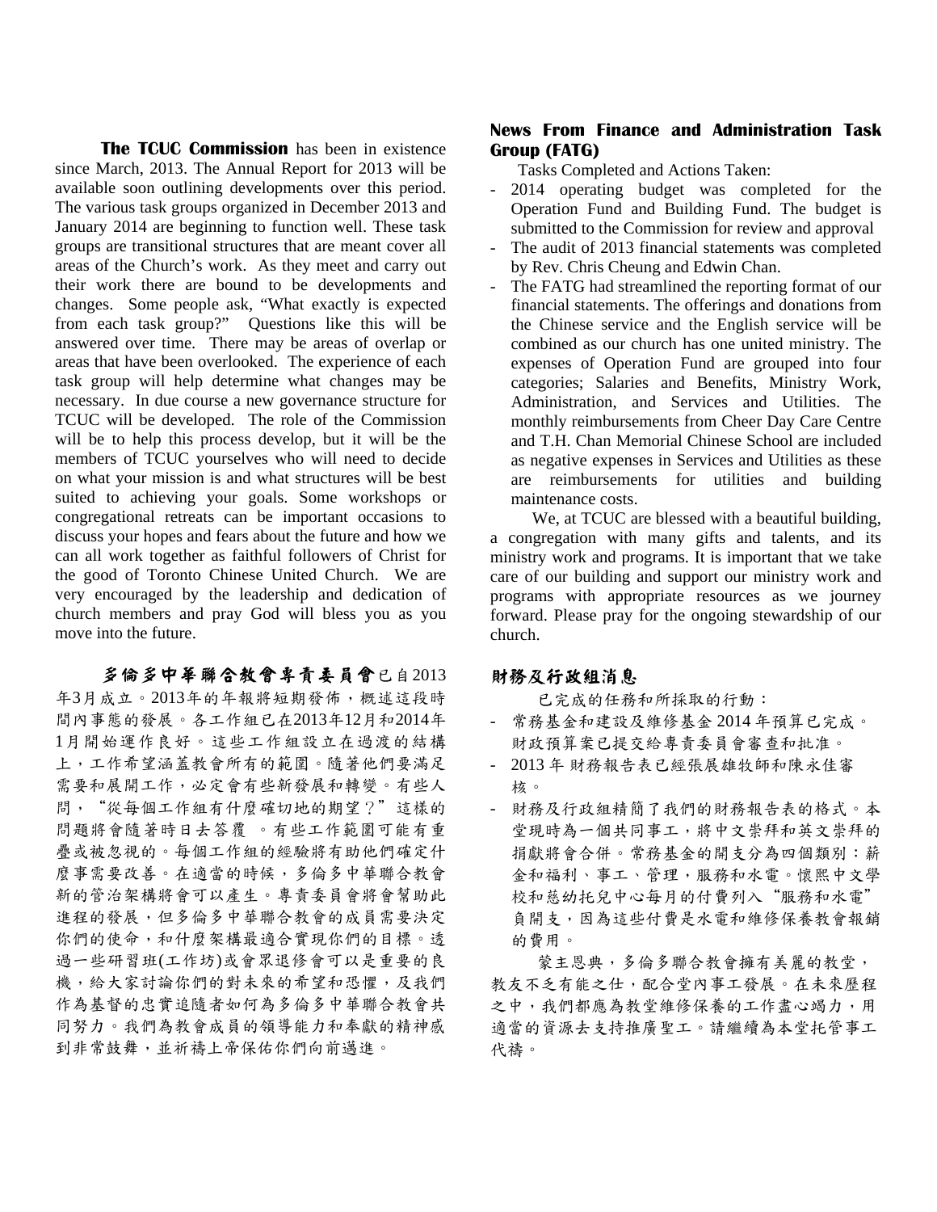**The TCUC Commission** has been in existence since March, 2013. The Annual Report for 2013 will be available soon outlining developments over this period. The various task groups organized in December 2013 and January 2014 are beginning to function well. These task groups are transitional structures that are meant cover all areas of the Church's work. As they meet and carry out their work there are bound to be developments and changes. Some people ask, "What exactly is expected from each task group?" Questions like this will be answered over time. There may be areas of overlap or areas that have been overlooked. The experience of each task group will help determine what changes may be necessary. In due course a new governance structure for TCUC will be developed. The role of the Commission will be to help this process develop, but it will be the members of TCUC yourselves who will need to decide on what your mission is and what structures will be best suited to achieving your goals. Some workshops or congregational retreats can be important occasions to discuss your hopes and fears about the future and how we can all work together as faithful followers of Christ for the good of Toronto Chinese United Church. We are very encouraged by the leadership and dedication of church members and pray God will bless you as you move into the future.

**多倫多中華聯合教會專責委員會**已自2013年3月成立。2013年的年報將短期發佈，概述這段時間內事態的發展。各工作組已在2013年12月和2014年1月開始運作良好。這些工作組設立在過渡的結構上，工作希望涵蓋教會所有的範圍。隨著他們要滿足需要和展開工作，必定會有些新發展和轉變。有些人問，"從每個工作組有什麼確切地的期望？"這樣的問題將會隨著時日去答覆。有些工作範圍可能有重疊或被忽視的。每個工作組的經驗將有助他們確定什麼事需要改善。在適當的時候，多倫多中華聯合教會新的管治架構將會可以產生。專責委員會將會幫助此進程的發展，但多倫多中華聯合教會的成員需要決定你們的使命，和什麼架構最適合實現你們的目標。透過一些研習班(工作坊)或會眾退修會可以是重要的良機，給大家討論你們的對未來的希望和恐懼，及我們作為基督的忠實追隨者如何為多倫多中華聯合教會共同努力。我們為教會成員的領導能力和奉獻的精神感到非常鼓舞，並祈禱上帝保佑你們向前邁進。

## News From Finance and Administration Task Group (FATG)

Tasks Completed and Actions Taken:

- 2014 operating budget was completed for the Operation Fund and Building Fund. The budget is submitted to the Commission for review and approval
- The audit of 2013 financial statements was completed by Rev. Chris Cheung and Edwin Chan.
- The FATG had streamlined the reporting format of our financial statements. The offerings and donations from the Chinese service and the English service will be combined as our church has one united ministry. The expenses of Operation Fund are grouped into four categories; Salaries and Benefits, Ministry Work, Administration, and Services and Utilities. The monthly reimbursements from Cheer Day Care Centre and T.H. Chan Memorial Chinese School are included as negative expenses in Services and Utilities as these are reimbursements for utilities and building maintenance costs.

We, at TCUC are blessed with a beautiful building, a congregation with many gifts and talents, and its ministry work and programs. It is important that we take care of our building and support our ministry work and programs with appropriate resources as we journey forward. Please pray for the ongoing stewardship of our church.

## 財務及行政組消息

已完成的任務和所採取的行動：

- 常務基金和建設及維修基金 2014 年預算已完成。財政預算案已提交給專責委員會審查和批准。
- 2013 年財務報告表已經張展雄牧師和陳永佳審核。
- 財務及行政組精簡了我們的財務報告表的格式。本堂現時為一個共同事工，將中文崇拜和英文崇拜的捐獻將會合併。常務基金的開支分為四個類別：薪金和福利、事工、管理，服務和水電。懷熙中文學校和慈幼托兒中心每月的付費列入"服務和水電"負開支，因為這些付費是水電和維修保養教會報銷的費用。

蒙主恩典，多倫多聯合教會擁有美麗的教堂，教友不乏有能之仕，配合堂內事工發展。在未來歷程之中，我們都應為教堂維修保養的工作盡心竭力，用適當的資源去支持推廣聖工。請繼續為本堂托管事工代禱。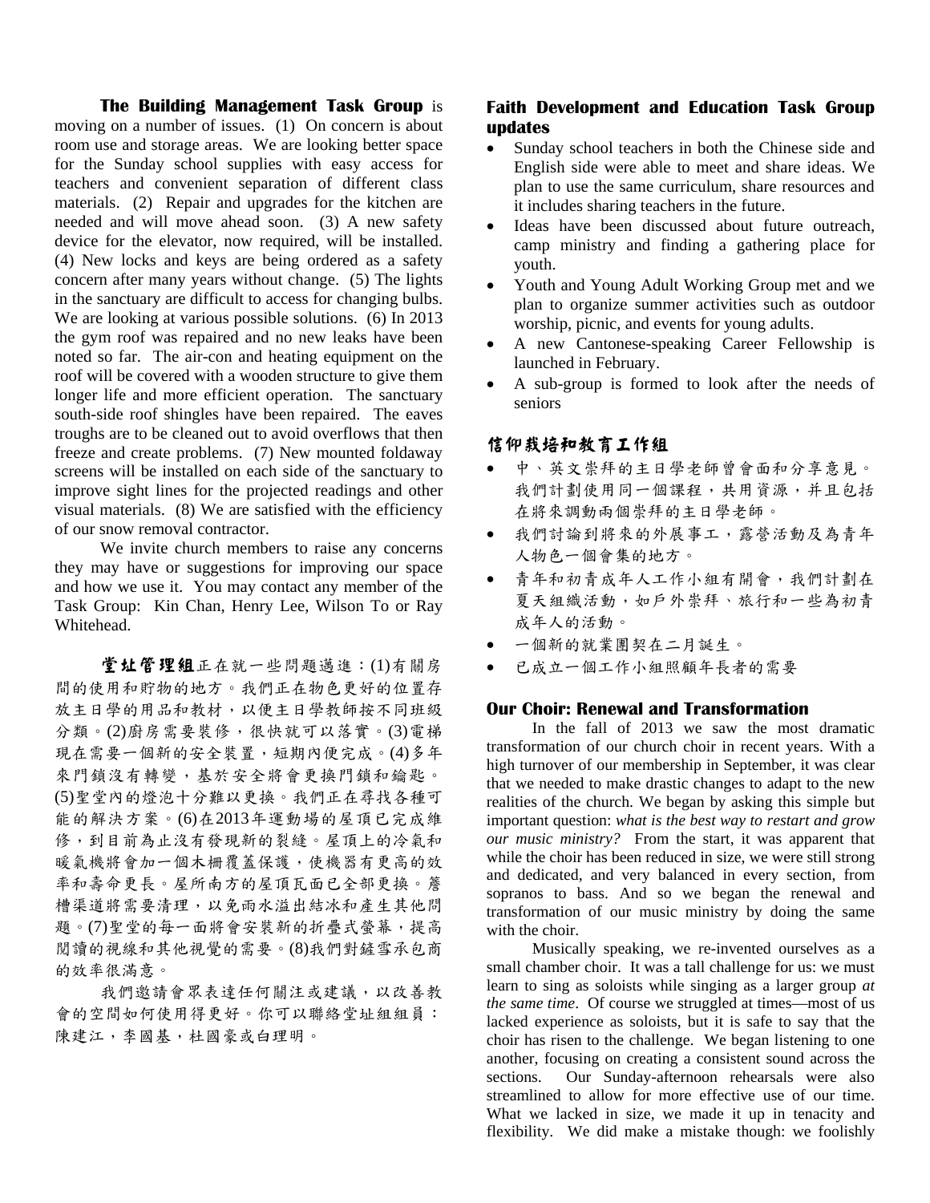**The Building Management Task Group** is moving on a number of issues. (1) On concern is about room use and storage areas. We are looking better space for the Sunday school supplies with easy access for teachers and convenient separation of different class materials. (2) Repair and upgrades for the kitchen are needed and will move ahead soon. (3) A new safety device for the elevator, now required, will be installed. (4) New locks and keys are being ordered as a safety concern after many years without change. (5) The lights in the sanctuary are difficult to access for changing bulbs. We are looking at various possible solutions. (6) In 2013 the gym roof was repaired and no new leaks have been noted so far. The air-con and heating equipment on the roof will be covered with a wooden structure to give them longer life and more efficient operation. The sanctuary south-side roof shingles have been repaired. The eaves troughs are to be cleaned out to avoid overflows that then freeze and create problems. (7) New mounted foldaway screens will be installed on each side of the sanctuary to improve sight lines for the projected readings and other visual materials. (8) We are satisfied with the efficiency of our snow removal contractor.

We invite church members to raise any concerns they may have or suggestions for improving our space and how we use it. You may contact any member of the Task Group: Kin Chan, Henry Lee, Wilson To or Ray Whitehead.

**堂址管理組**正在就一些問題邁進：(1)有關房間的使用和貯物的地方。我們正在物色更好的位置存放主日學的用品和教材，以便主日學教師按不同班級分類。(2)廚房需要裝修，很快就可以落實。(3)電梯現在需要一個新的安全裝置，短期內便完成。(4)多年來門鎖沒有轉變，基於安全將會更換門鎖和鑰匙。(5)聖堂內的燈泡十分難以更換。我們正在尋找各種可能的解決方案。(6)在2013年運動場的屋頂已完成維修，到目前為止沒有發現新的裂縫。屋頂上的冷氣和暖氣機將會加一個木柵覆蓋保護，使機器有更高的效率和壽命更長。屋所南方的屋頂瓦面已全部更換。簷槽渠道將需要清理，以免雨水溢出結冰和產生其他問題。(7)聖堂的每一面將會安裝新的折疊式螢幕，提高閱讀的視線和其他視覺的需要。(8)我們對鏟雪承包商的效率很滿意。

我們邀請會眾表達任何關注或建議，以改善教會的空間如何使用得更好。你可以聯絡堂址組組員：陳建江，李國基，杜國豪或白理明。

## Faith Development and Education Task Group updates

- Sunday school teachers in both the Chinese side and English side were able to meet and share ideas. We plan to use the same curriculum, share resources and it includes sharing teachers in the future.
- Ideas have been discussed about future outreach, camp ministry and finding a gathering place for youth.
- Youth and Young Adult Working Group met and we plan to organize summer activities such as outdoor worship, picnic, and events for young adults.
- A new Cantonese-speaking Career Fellowship is launched in February.
- A sub-group is formed to look after the needs of seniors

## 信仰栽培和教育工作組

- 中、英文崇拜的主日學老師曾會面和分享意見。我們計劃使用同一個課程，共用資源，并且包括在將來調動兩個崇拜的主日學老師。
- 我們討論到將來的外展事工，露營活動及為青年人物色一個會集的地方。
- 青年和初青成年人工作小組有開會，我們計劃在夏天組織活動，如戶外崇拜、旅行和一些為初青成年人的活動。
- 一個新的就業團契在二月誕生。
- 已成立一個工作小組照顧年長者的需要

## Our Choir: Renewal and Transformation

In the fall of 2013 we saw the most dramatic transformation of our church choir in recent years. With a high turnover of our membership in September, it was clear that we needed to make drastic changes to adapt to the new realities of the church. We began by asking this simple but important question: *what is the best way to restart and grow our music ministry?* From the start, it was apparent that while the choir has been reduced in size, we were still strong and dedicated, and very balanced in every section, from sopranos to bass. And so we began the renewal and transformation of our music ministry by doing the same with the choir.

Musically speaking, we re-invented ourselves as a small chamber choir. It was a tall challenge for us: we must learn to sing as soloists while singing as a larger group *at the same time*. Of course we struggled at times—most of us lacked experience as soloists, but it is safe to say that the choir has risen to the challenge. We began listening to one another, focusing on creating a consistent sound across the sections. Our Sunday-afternoon rehearsals were also streamlined to allow for more effective use of our time. What we lacked in size, we made it up in tenacity and flexibility. We did make a mistake though: we foolishly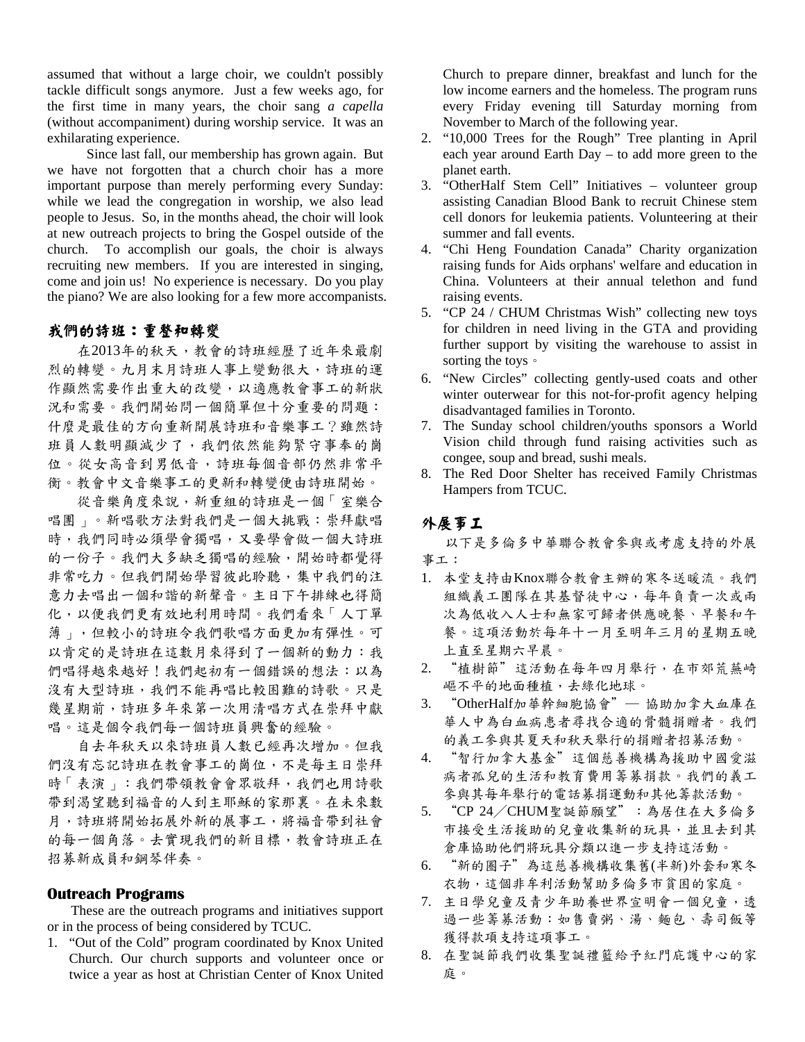assumed that without a large choir, we couldn't possibly tackle difficult songs anymore. Just a few weeks ago, for the first time in many years, the choir sang *a capella* (without accompaniment) during worship service. It was an exhilarating experience.

Since last fall, our membership has grown again. But we have not forgotten that a church choir has a more important purpose than merely performing every Sunday: while we lead the congregation in worship, we also lead people to Jesus. So, in the months ahead, the choir will look at new outreach projects to bring the Gospel outside of the church. To accomplish our goals, the choir is always recruiting new members. If you are interested in singing, come and join us! No experience is necessary. Do you play the piano? We are also looking for a few more accompanists.

## 我們的詩班：重整和轉變

在2013年的秋天，教會的詩班經歷了近年來最劇烈的轉變。九月末月詩班人事上變動很大，詩班的運作顯然需要作出重大的改變，以適應教會事工的新狀況和需要。我們開始問一個簡單但十分重要的問題：什麼是最佳的方向重新開展詩班和音樂事工？雖然詩班員人數明顯減少了，我們依然能夠緊守事奉的崗位。從女高音到男低音，詩班每個音部仍然非常平衡。教會中文音樂事工的更新和轉變便由詩班開始。

從音樂角度來說，新重組的詩班是一個「室樂合唱團」。新唱歌方法對我們是一個大挑戰：崇拜獻唱時，我們同時必須學會獨唱，又要學會做一個大詩班的一份子。我們大多缺乏獨唱的經驗，開始時都覺得非常吃力。但我們開始學習彼此聆聽，集中我們的注意力去唱出一個和諧的新聲音。主日下午排練也得簡化，以便我們更有效地利用時間。我們看來「人丁單薄」，但較小的詩班令我們歌唱方面更加有彈性。可以肯定的是詩班在這數月來得到了一個新的動力：我們唱得越來越好！我們起初有一個錯誤的想法：以為沒有大型詩班，我們不能再唱比較困難的詩歌。只是幾星期前，詩班多年來第一次用清唱方式在崇拜中獻唱。這是個令我們每一個詩班員興奮的經驗。

自去年秋天以來詩班員人數已經再次增加。但我們沒有忘記詩班在教會事工的崗位，不是每主日崇拜時「表演」：我們帶領教會會眾敬拜，我們也用詩歌帶到渴望聽到福音的人到主耶穌的家那裏。在未來數月，詩班將開始拓展外新的展事工，將福音帶到社會的每一個角落。去實現我們的新目標，教會詩班正在招募新成員和鋼琴伴奏。

## Outreach Programs

These are the outreach programs and initiatives support or in the process of being considered by TCUC.

1. "Out of the Cold" program coordinated by Knox United Church. Our church supports and volunteer once or twice a year as host at Christian Center of Knox United Church to prepare dinner, breakfast and lunch for the low income earners and the homeless. The program runs every Friday evening till Saturday morning from November to March of the following year.
2. "10,000 Trees for the Rough" Tree planting in April each year around Earth Day – to add more green to the planet earth.
3. "OtherHalf Stem Cell" Initiatives – volunteer group assisting Canadian Blood Bank to recruit Chinese stem cell donors for leukemia patients. Volunteering at their summer and fall events.
4. "Chi Heng Foundation Canada" Charity organization raising funds for Aids orphans' welfare and education in China. Volunteers at their annual telethon and fund raising events.
5. "CP 24 / CHUM Christmas Wish" collecting new toys for children in need living in the GTA and providing further support by visiting the warehouse to assist in sorting the toys。
6. "New Circles" collecting gently-used coats and other winter outerwear for this not-for-profit agency helping disadvantaged families in Toronto.
7. The Sunday school children/youths sponsors a World Vision child through fund raising activities such as congee, soup and bread, sushi meals.
8. The Red Door Shelter has received Family Christmas Hampers from TCUC.

## 外展事工

以下是多倫多中華聯合教會參與或考慮支持的外展事工：

1. 本堂支持由Knox聯合教會主辦的寒冬送暖流。我們組織義工團隊在其基督徒中心，每年負責一次或兩次為低收入人士和無家可歸者供應晚餐、早餐和午餐。這項活動於每年十一月至明年三月的星期五晚上直至星期六早晨。
2. "植樹節"這活動在每年四月舉行，在市郊荒蕪崎嶇不平的地面種植，去綠化地球。
3. "OtherHalf加華幹細胞協會"— 協助加拿大血庫在華人中為白血病患者尋找合適的骨髓捐贈者。我們的義工參與其夏天和秋天舉行的捐贈者招募活動。
4. "智行加拿大基金"這個慈善機構為援助中國愛滋病者孤兒的生活和教育費用籌募捐款。我們的義工參與其每年舉行的電話募捐運動和其他籌款活動。
5. "CP 24／CHUM聖誕節願望"：為居住在大多倫多市接受生活援助的兒童收集新的玩具，並且去到其倉庫協助他們將玩具分類以進一步支持這活動。
6. "新的圈子"為這慈善機構收集舊(半新)外套和寒冬衣物，這個非牟利活動幫助多倫多市貧困的家庭。
7. 主日學兒童及青少年助養世界宣明會一個兒童，透過一些籌募活動：如售賣粥、湯、麵包、壽司飯等獲得款項支持這項事工。
8. 在聖誕節我們收集聖誕禮籃給予紅門庇護中心的家庭。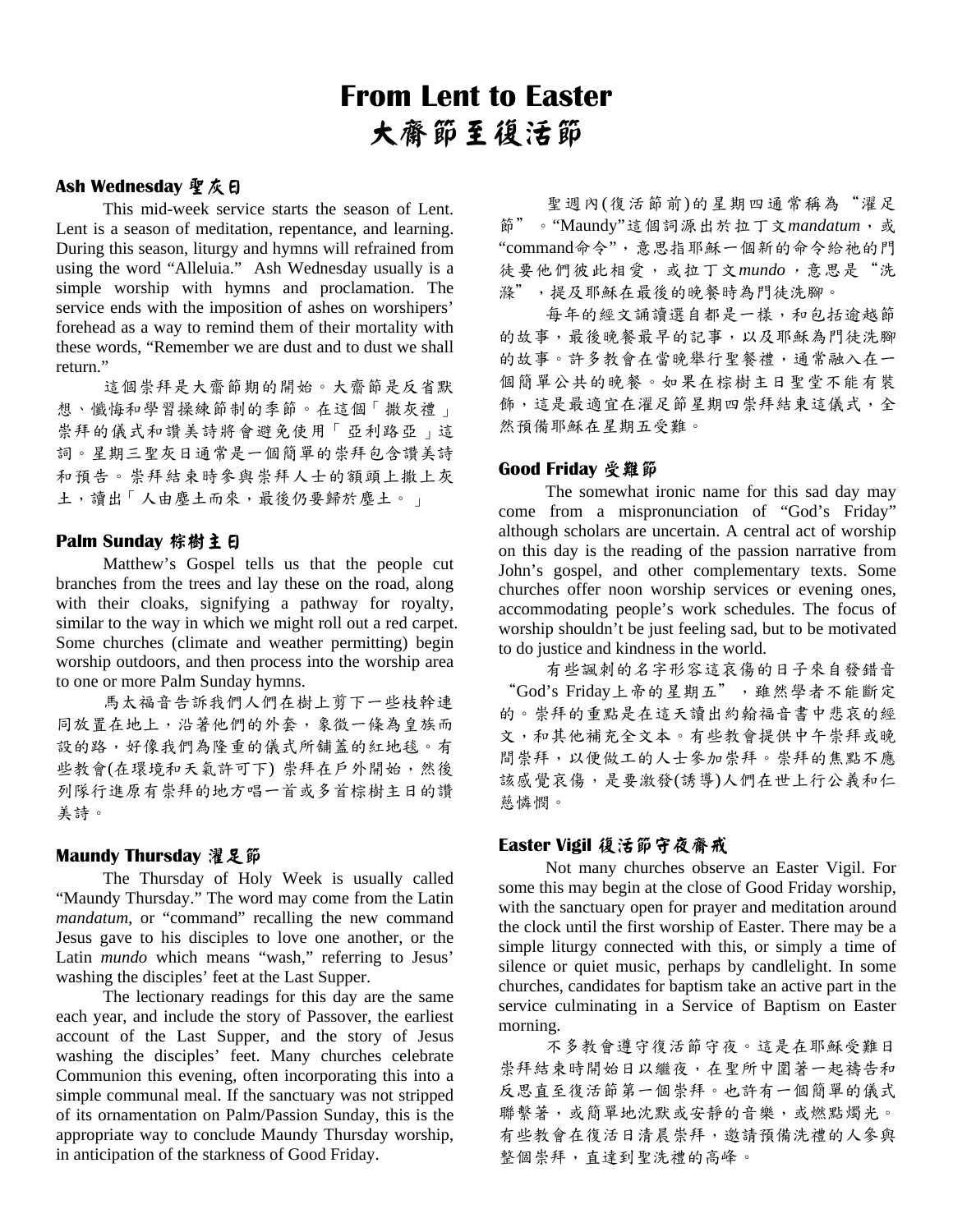# From Lent to Easter
# 大齋節至復活節

## Ash Wednesday 聖灰日

This mid-week service starts the season of Lent. Lent is a season of meditation, repentance, and learning. During this season, liturgy and hymns will refrained from using the word “Alleluia.” Ash Wednesday usually is a simple worship with hymns and proclamation. The service ends with the imposition of ashes on worshipers’ forehead as a way to remind them of their mortality with these words, “Remember we are dust and to dust we shall return.”

這個崇拜是大齋節期的開始。大齋節是反省默想、懺悔和學習操練節制的季節。在這個「撒灰禮」崇拜的儀式和讚美詩將會避免使用「亞利路亞」這詞。星期三聖灰日通常是一個簡單的崇拜包含讚美詩和預告。崇拜結束時參與崇拜人士的額頭上撒上灰土，讀出「人由塵土而來，最後仍要歸於塵土。」

## Palm Sunday 棕樹主日

Matthew’s Gospel tells us that the people cut branches from the trees and lay these on the road, along with their cloaks, signifying a pathway for royalty, similar to the way in which we might roll out a red carpet. Some churches (climate and weather permitting) begin worship outdoors, and then process into the worship area to one or more Palm Sunday hymns.

馬太福音告訴我們人們在樹上剪下一些枝幹連同放置在地上，沿著他們的外套，象徵一條為皇族而設的路，好像我們為隆重的儀式所舖蓋的紅地毯。有些教會(在環境和天氣許可下) 崇拜在戶外開始，然後列隊行進原有崇拜的地方唱一首或多首棕樹主日的讚美詩。

## Maundy Thursday 濯足節

The Thursday of Holy Week is usually called “Maundy Thursday.” The word may come from the Latin *mandatum*, or “command” recalling the new command Jesus gave to his disciples to love one another, or the Latin *mundo* which means “wash,” referring to Jesus’ washing the disciples’ feet at the Last Supper.

The lectionary readings for this day are the same each year, and include the story of Passover, the earliest account of the Last Supper, and the story of Jesus washing the disciples’ feet. Many churches celebrate Communion this evening, often incorporating this into a simple communal meal. If the sanctuary was not stripped of its ornamentation on Palm/Passion Sunday, this is the appropriate way to conclude Maundy Thursday worship, in anticipation of the starkness of Good Friday.

聖週內(復活節前)的星期四通常稱為“濯足節”。“Maundy”這個詞源出於拉丁文*mandatum*，或“command命令”，意思指耶穌一個新的命令給祂的門徒要他們彼此相愛，或拉丁文*mundo*，意思是“洗滌”，提及耶穌在最後的晚餐時為門徒洗腳。

每年的經文誦讀選自都是一樣，和包括逾越節的故事，最後晚餐最早的記事，以及耶穌為門徒洗腳的故事。許多教會在當晚舉行聖餐禮，通常融入在一個簡單公共的晚餐。如果在棕樹主日聖堂不能有裝飾，這是最適宜在濯足節星期四崇拜結束這儀式，全然預備耶穌在星期五受難。

## Good Friday 受難節

The somewhat ironic name for this sad day may come from a mispronunciation of “God’s Friday” although scholars are uncertain. A central act of worship on this day is the reading of the passion narrative from John’s gospel, and other complementary texts. Some churches offer noon worship services or evening ones, accommodating people’s work schedules. The focus of worship shouldn’t be just feeling sad, but to be motivated to do justice and kindness in the world.

有些諷刺的名字形容這哀傷的日子來自發錯音“God’s Friday上帝的星期五”，雖然學者不能斷定的。崇拜的重點是在這天讀出約翰福音書中悲哀的經文，和其他補充全文本。有些教會提供中午崇拜或晚間崇拜，以便做工的人士參加崇拜。崇拜的焦點不應該感覺哀傷，是要激發(誘導)人們在世上行公義和仁慈憐憫。

## Easter Vigil 復活節守夜齋戒

Not many churches observe an Easter Vigil. For some this may begin at the close of Good Friday worship, with the sanctuary open for prayer and meditation around the clock until the first worship of Easter. There may be a simple liturgy connected with this, or simply a time of silence or quiet music, perhaps by candlelight. In some churches, candidates for baptism take an active part in the service culminating in a Service of Baptism on Easter morning.

不多教會遵守復活節守夜。這是在耶穌受難日崇拜結束時開始日以繼夜，在聖所中圍著一起禱告和反思直至復活節第一個崇拜。也許有一個簡單的儀式聯繫著，或簡單地沈默或安靜的音樂，或燃點燭光。有些教會在復活日清晨崇拜，邀請預備洗禮的人參與整個崇拜，直達到聖洗禮的高峰。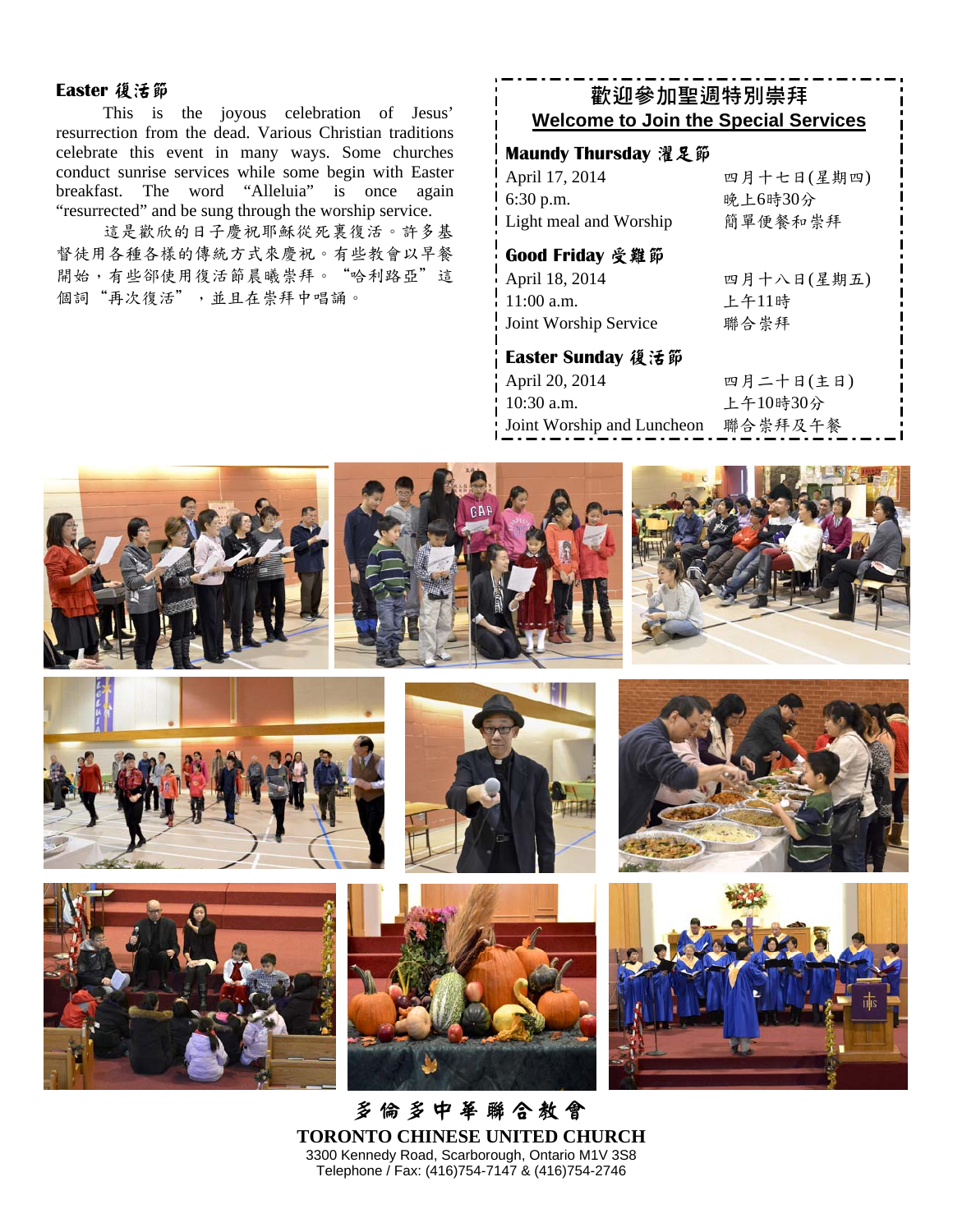## Easter 復活節

This is the joyous celebration of Jesus' resurrection from the dead. Various Christian traditions celebrate this event in many ways. Some churches conduct sunrise services while some begin with Easter breakfast. The word "Alleluia" is once again "resurrected" and be sung through the worship service.

這是歡欣的日子慶祝耶穌從死裏復活。許多基督徒用各種各樣的傳統方式來慶祝。有些教會以早餐開始，有些卻使用復活節晨曦崇拜。"哈利路亞"這個詞"再次復活"，並且在崇拜中唱誦。

## 歡迎參加聖週特別崇拜
## Welcome to Join the Special Services

### Maundy Thursday 濯足節

| | |
|---|---|
| April 17, 2014 | 四月十七日(星期四) |
| 6:30 p.m. | 晚上6時30分 |
| Light meal and Worship | 簡單便餐和崇拜 |

### Good Friday 受難節

| | |
|---|---|
| April 18, 2014 | 四月十八日(星期五) |
| 11:00 a.m. | 上午11時 |
| Joint Worship Service | 聯合崇拜 |

### Easter Sunday 復活節

| | |
|---|---|
| April 20, 2014 | 四月二十日(主日) |
| 10:30 a.m. | 上午10時30分 |
| Joint Worship and Luncheon | 聯合崇拜及午餐 |

**多倫多中華聯合教會**

**TORONTO CHINESE UNITED CHURCH**

3300 Kennedy Road, Scarborough, Ontario M1V 3S8

Telephone / Fax: (416)754-7147 & (416)754-2746